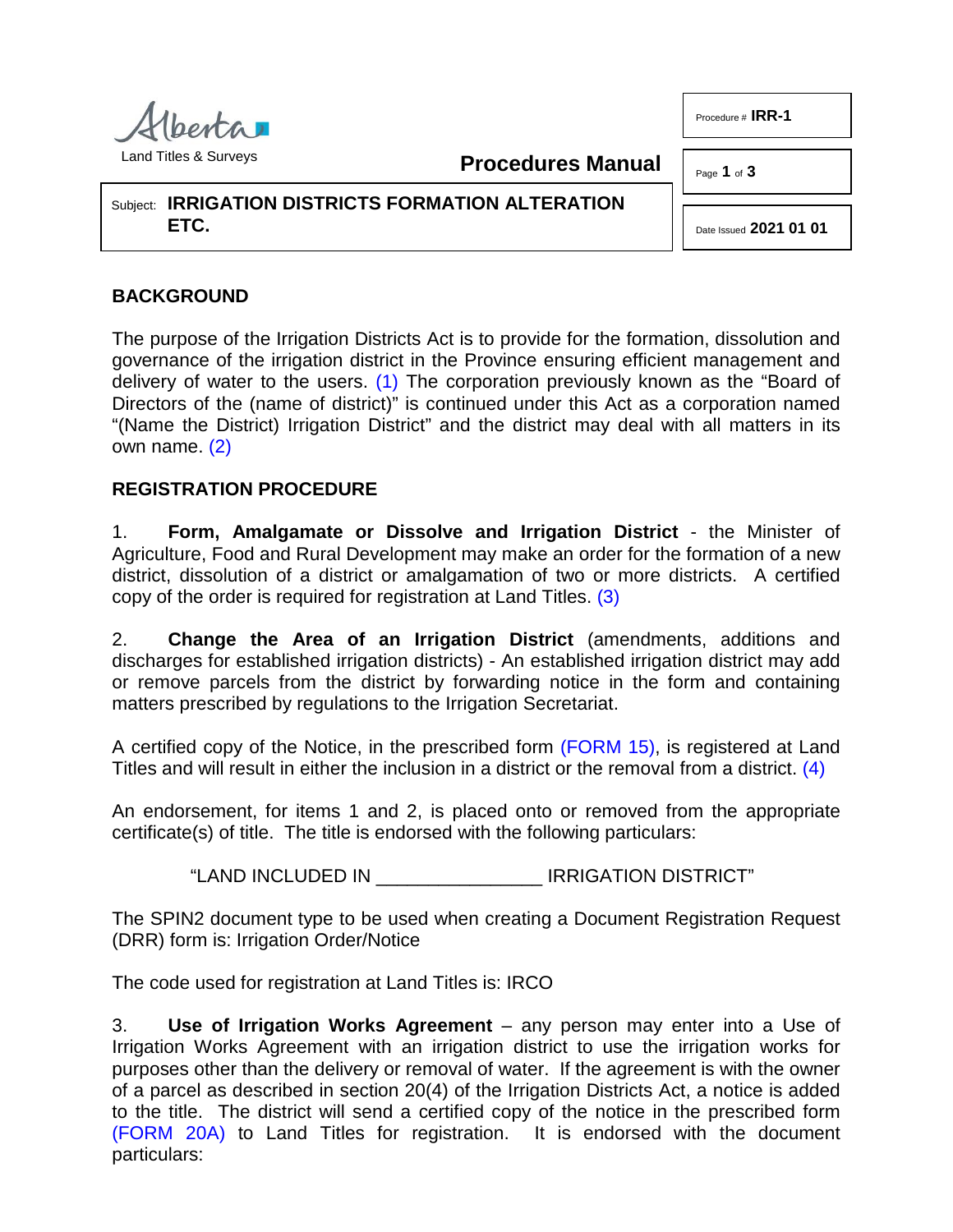Alberta Land Titles & Surveys

**Procedures Manual**

Procedure # **IRR-1**

Date Issued **2021 01 01**

Subject: **IRRIGATION DISTRICTS FORMATION ALTERATION ETC.**

## BACKGROUND

The purpose of the Irrigation Districts Act is to provide for the formation, dissolution and governance of the irrigation district in the Province ensuring efficient management and delivery of water to the users. (1) The corporation previously known as the "Board of Directors of the (name of district)" is continued under this Act as a corporation named "(Name the District) Irrigation District" and the district may deal with all matters in its own name. (2)

## REGISTRATION PROCEDURE

1. **Form, Amalgamate or Dissolve and Irrigation District** - the Minister of Agriculture, Food and Rural Development may make an order for the formation of a new district, dissolution of a district or amalgamation of two or more districts. A certified copy of the order is required for registration at Land Titles. (3)

2. **Change the Area of an Irrigation District** (amendments, additions and discharges for established irrigation districts) - An established irrigation district may add or remove parcels from the district by forwarding notice in the form and containing matters prescribed by regulations to the Irrigation Secretariat.

A certified copy of the Notice, in the prescribed form (FORM 15), is registered at Land Titles and will result in either the inclusion in a district or the removal from a district. (4)

An endorsement, for items 1 and 2, is placed onto or removed from the appropriate certificate(s) of title. The title is endorsed with the following particulars:

"LAND INCLUDED IN ________________ IRRIGATION DISTRICT"

The SPIN2 document type to be used when creating a Document Registration Request (DRR) form is: Irrigation Order/Notice

The code used for registration at Land Titles is: IRCO

3. **Use of Irrigation Works Agreement** – any person may enter into a Use of Irrigation Works Agreement with an irrigation district to use the irrigation works for purposes other than the delivery or removal of water. If the agreement is with the owner of a parcel as described in section 20(4) of the Irrigation Districts Act, a notice is added to the title. The district will send a certified copy of the notice in the prescribed form (FORM 20A) to Land Titles for registration. It is endorsed with the document particulars: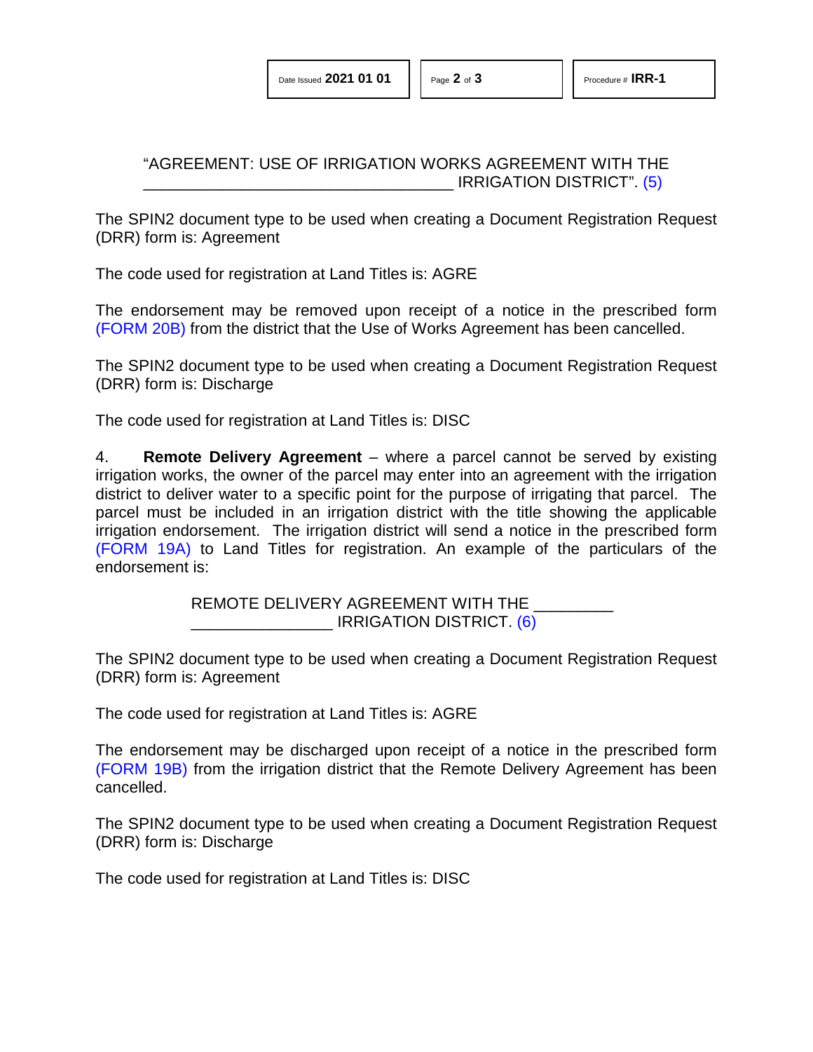"AGREEMENT: USE OF IRRIGATION WORKS AGREEMENT WITH THE ___________________________________ IRRIGATION DISTRICT". (5)

The SPIN2 document type to be used when creating a Document Registration Request (DRR) form is: Agreement

The code used for registration at Land Titles is: AGRE

The endorsement may be removed upon receipt of a notice in the prescribed form (FORM 20B) from the district that the Use of Works Agreement has been cancelled.

The SPIN2 document type to be used when creating a Document Registration Request (DRR) form is: Discharge

The code used for registration at Land Titles is: DISC

4. **Remote Delivery Agreement** – where a parcel cannot be served by existing irrigation works, the owner of the parcel may enter into an agreement with the irrigation district to deliver water to a specific point for the purpose of irrigating that parcel. The parcel must be included in an irrigation district with the title showing the applicable irrigation endorsement. The irrigation district will send a notice in the prescribed form (FORM 19A) to Land Titles for registration. An example of the particulars of the endorsement is:

REMOTE DELIVERY AGREEMENT WITH THE _________ ________________ IRRIGATION DISTRICT. (6)

The SPIN2 document type to be used when creating a Document Registration Request (DRR) form is: Agreement

The code used for registration at Land Titles is: AGRE

The endorsement may be discharged upon receipt of a notice in the prescribed form (FORM 19B) from the irrigation district that the Remote Delivery Agreement has been cancelled.

The SPIN2 document type to be used when creating a Document Registration Request (DRR) form is: Discharge

The code used for registration at Land Titles is: DISC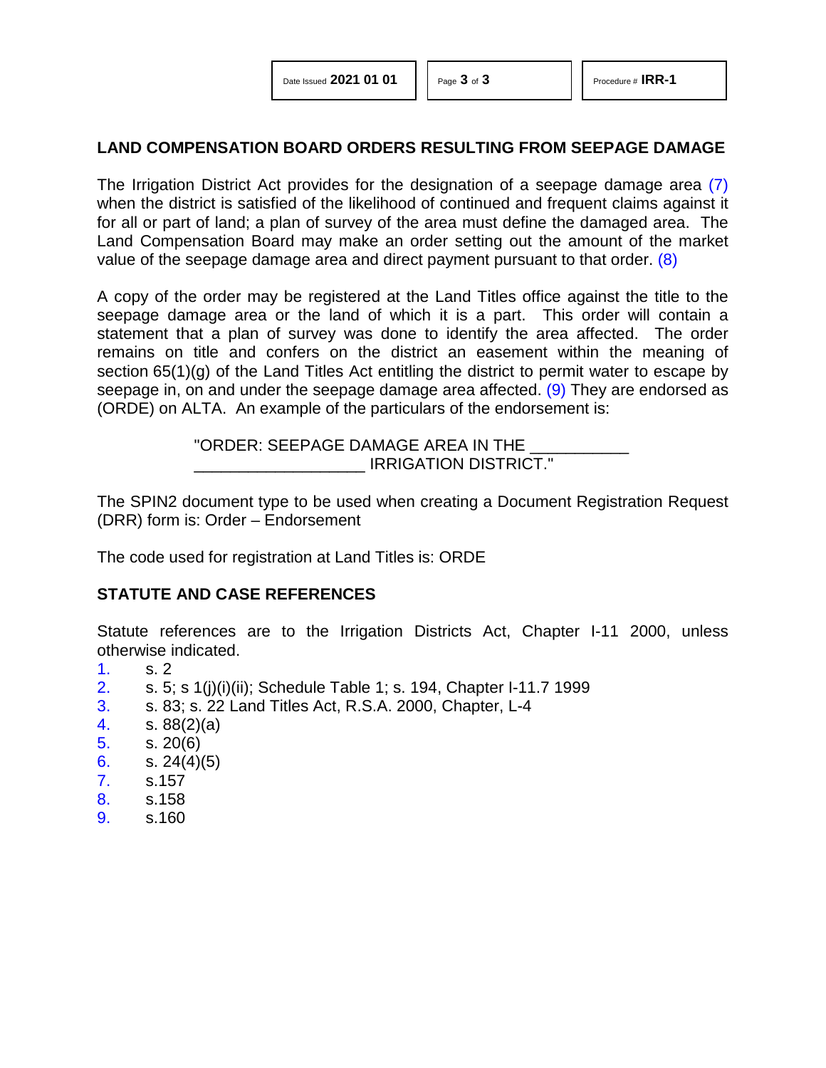## LAND COMPENSATION BOARD ORDERS RESULTING FROM SEEPAGE DAMAGE

The Irrigation District Act provides for the designation of a seepage damage area (7) when the district is satisfied of the likelihood of continued and frequent claims against it for all or part of land; a plan of survey of the area must define the damaged area. The Land Compensation Board may make an order setting out the amount of the market value of the seepage damage area and direct payment pursuant to that order. (8)

A copy of the order may be registered at the Land Titles office against the title to the seepage damage area or the land of which it is a part. This order will contain a statement that a plan of survey was done to identify the area affected. The order remains on title and confers on the district an easement within the meaning of section 65(1)(g) of the Land Titles Act entitling the district to permit water to escape by seepage in, on and under the seepage damage area affected. (9) They are endorsed as (ORDE) on ALTA. An example of the particulars of the endorsement is:

> "ORDER: SEEPAGE DAMAGE AREA IN THE ___________ ___________________ IRRIGATION DISTRICT."

The SPIN2 document type to be used when creating a Document Registration Request (DRR) form is: Order – Endorsement

The code used for registration at Land Titles is: ORDE

## STATUTE AND CASE REFERENCES

Statute references are to the Irrigation Districts Act, Chapter I-11 2000, unless otherwise indicated.

1. s. 2
2. s. 5; s 1(j)(i)(ii); Schedule Table 1; s. 194, Chapter I-11.7 1999
3. s. 83; s. 22 Land Titles Act, R.S.A. 2000, Chapter, L-4
4. s. 88(2)(a)
5. s. 20(6)
6. s. 24(4)(5)
7. s.157
8. s.158
9. s.160